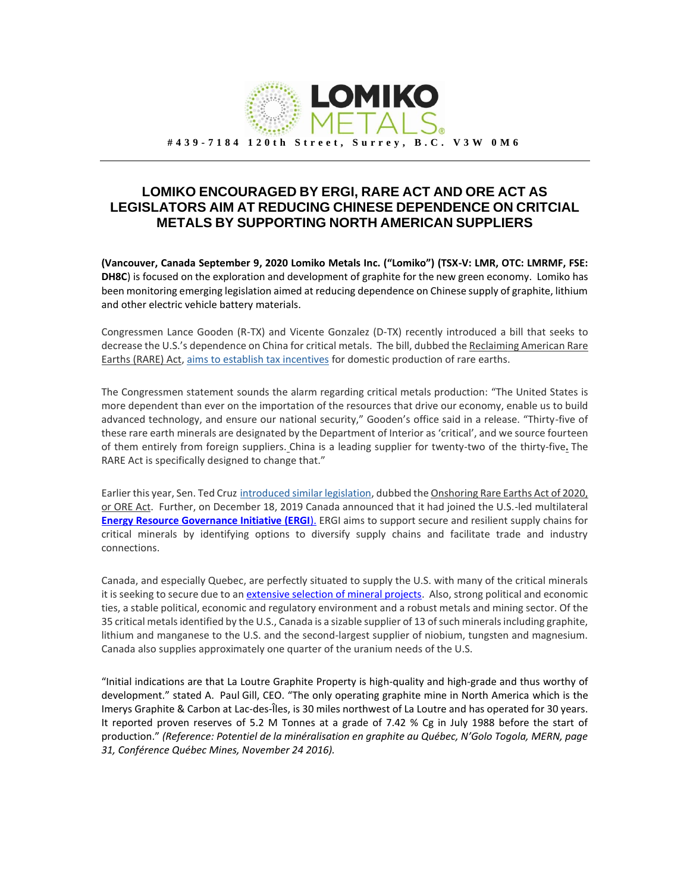LOMIKO METALS

#439-7184 120th Street, Surrey, B.C. V3W 0M6

# LOMIKO ENCOURAGED BY ERGI, RARE ACT AND ORE ACT AS LEGISLATORS AIM AT REDUCING CHINESE DEPENDENCE ON CRITCIAL METALS BY SUPPORTING NORTH AMERICAN SUPPLIERS

**(Vancouver, Canada September 9, 2020 Lomiko Metals Inc. ("Lomiko") (TSX-V: LMR, OTC: LMRMF, FSE: DH8C**) is focused on the exploration and development of graphite for the new green economy. Lomiko has been monitoring emerging legislation aimed at reducing dependence on Chinese supply of graphite, lithium and other electric vehicle battery materials.

Congressmen Lance Gooden (R-TX) and Vicente Gonzalez (D-TX) recently introduced a bill that seeks to decrease the U.S.'s dependence on China for critical metals. The bill, dubbed the Reclaiming American Rare Earths (RARE) Act, aims to establish tax incentives for domestic production of rare earths.

The Congressmen statement sounds the alarm regarding critical metals production: "The United States is more dependent than ever on the importation of the resources that drive our economy, enable us to build advanced technology, and ensure our national security," Gooden's office said in a release. "Thirty-five of these rare earth minerals are designated by the Department of Interior as 'critical', and we source fourteen of them entirely from foreign suppliers. China is a leading supplier for twenty-two of the thirty-five. The RARE Act is specifically designed to change that."

Earlier this year, Sen. Ted Cruz introduced similar legislation, dubbed the Onshoring Rare Earths Act of 2020, or ORE Act. Further, on December 18, 2019 Canada announced that it had joined the U.S.-led multilateral **Energy Resource Governance Initiative (ERGI)**. ERGI aims to support secure and resilient supply chains for critical minerals by identifying options to diversify supply chains and facilitate trade and industry connections.

Canada, and especially Quebec, are perfectly situated to supply the U.S. with many of the critical minerals it is seeking to secure due to an extensive selection of mineral projects. Also, strong political and economic ties, a stable political, economic and regulatory environment and a robust metals and mining sector. Of the 35 critical metals identified by the U.S., Canada is a sizable supplier of 13 of such minerals including graphite, lithium and manganese to the U.S. and the second-largest supplier of niobium, tungsten and magnesium. Canada also supplies approximately one quarter of the uranium needs of the U.S.

"Initial indications are that La Loutre Graphite Property is high-quality and high-grade and thus worthy of development." stated A. Paul Gill, CEO. "The only operating graphite mine in North America which is the Imerys Graphite & Carbon at Lac-des-Îles, is 30 miles northwest of La Loutre and has operated for 30 years. It reported proven reserves of 5.2 M Tonnes at a grade of 7.42 % Cg in July 1988 before the start of production." *(Reference: Potentiel de la minéralisation en graphite au Québec, N'Golo Togola, MERN, page 31, Conférence Québec Mines, November 24 2016).*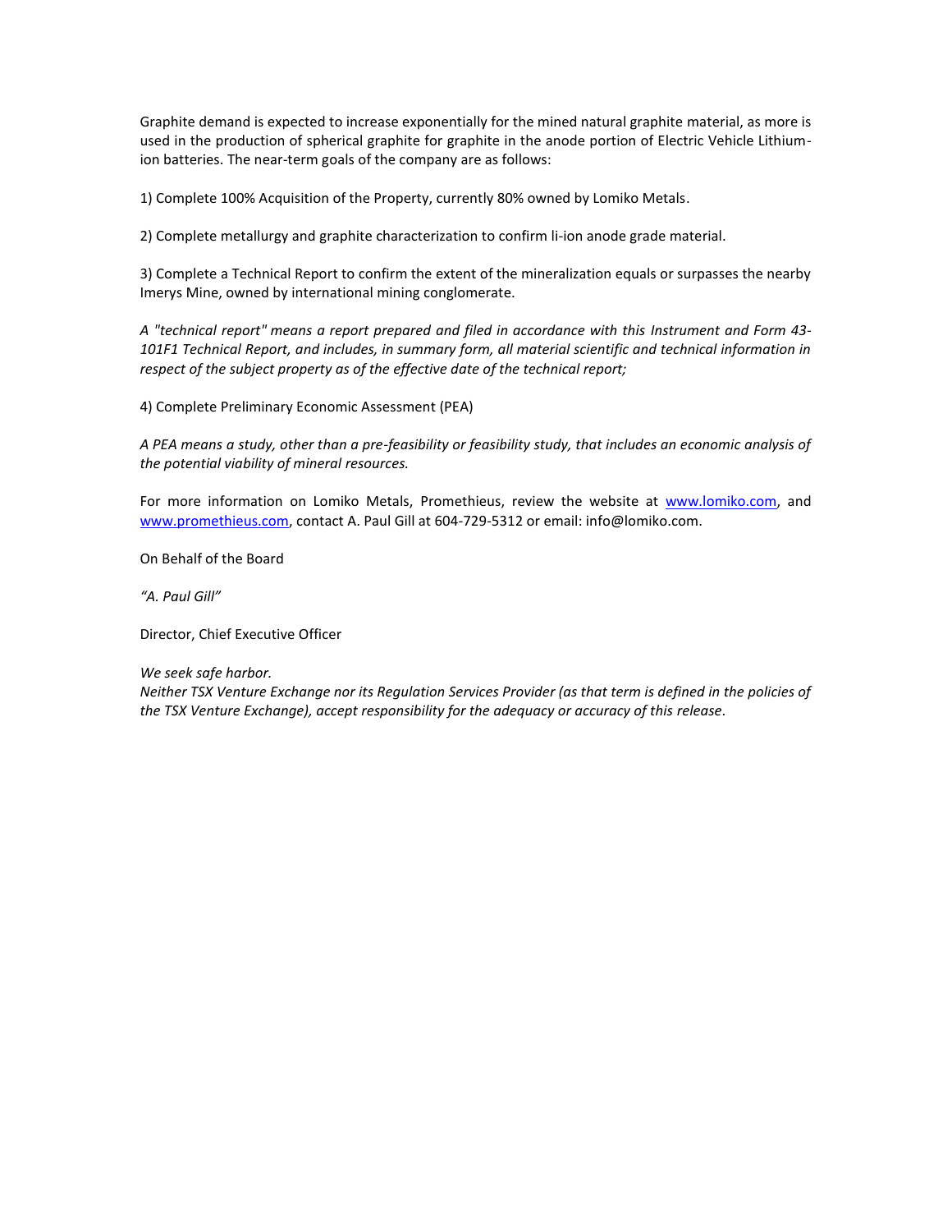Graphite demand is expected to increase exponentially for the mined natural graphite material, as more is used in the production of spherical graphite for graphite in the anode portion of Electric Vehicle Lithium-ion batteries. The near-term goals of the company are as follows:

1) Complete 100% Acquisition of the Property, currently 80% owned by Lomiko Metals.

2) Complete metallurgy and graphite characterization to confirm li-ion anode grade material.

3) Complete a Technical Report to confirm the extent of the mineralization equals or surpasses the nearby Imerys Mine, owned by international mining conglomerate.

*A "technical report" means a report prepared and filed in accordance with this Instrument and Form 43-101F1 Technical Report, and includes, in summary form, all material scientific and technical information in respect of the subject property as of the effective date of the technical report;*

4) Complete Preliminary Economic Assessment (PEA)

*A PEA means a study, other than a pre-feasibility or feasibility study, that includes an economic analysis of the potential viability of mineral resources.*

For more information on Lomiko Metals, Promethieus, review the website at [www.lomiko.com](http://www.lomiko.com), and [www.promethieus.com](http://www.promethieus.com), contact A. Paul Gill at 604-729-5312 or email: info@lomiko.com.

On Behalf of the Board

*"A. Paul Gill"*

Director, Chief Executive Officer

*We seek safe harbor.*
*Neither TSX Venture Exchange nor its Regulation Services Provider (as that term is defined in the policies of the TSX Venture Exchange), accept responsibility for the adequacy or accuracy of this release.*